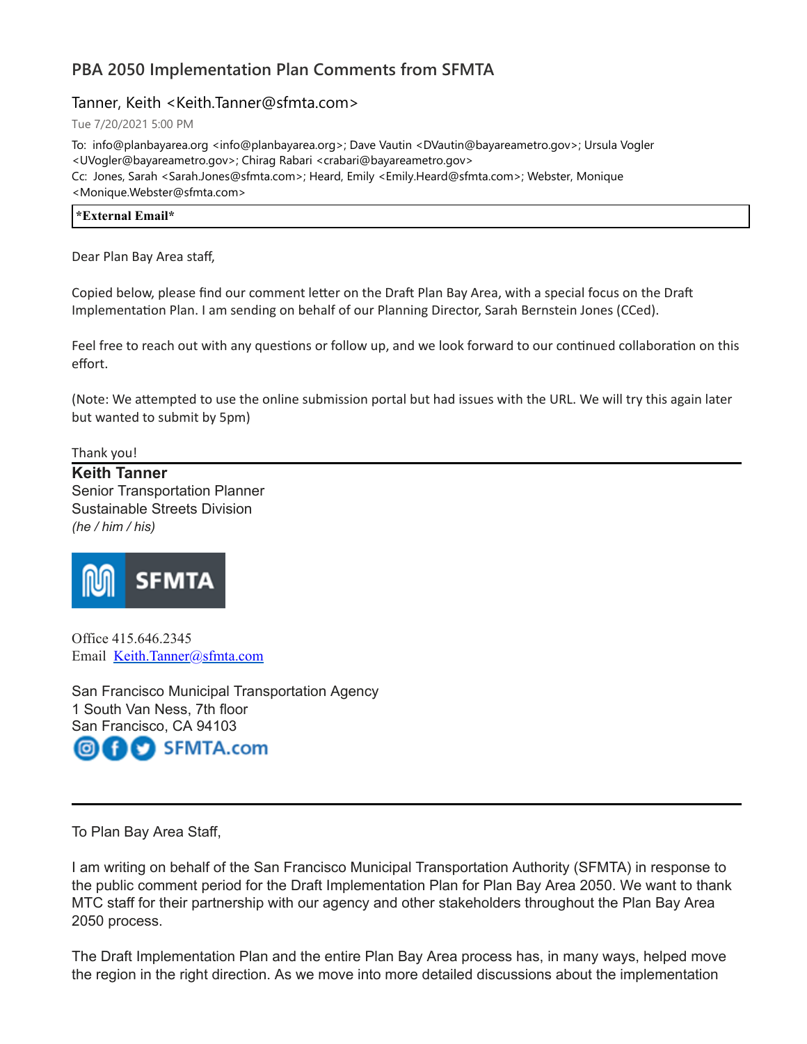# PBA 2050 Implementation Plan Comments from SFMTA

Tanner, Keith <Keith.Tanner@sfmta.com>

Tue 7/20/2021 5:00 PM

To: info@planbayarea.org <info@planbayarea.org>; Dave Vautin <DVautin@bayareametro.gov>; Ursula Vogler <UVogler@bayareametro.gov>; Chirag Rabari <crabari@bayareametro.gov>
Cc: Jones, Sarah <Sarah.Jones@sfmta.com>; Heard, Emily <Emily.Heard@sfmta.com>; Webster, Monique <Monique.Webster@sfmta.com>

**\*External Email\***

Dear Plan Bay Area staff,

Copied below, please find our comment letter on the Draft Plan Bay Area, with a special focus on the Draft Implementation Plan. I am sending on behalf of our Planning Director, Sarah Bernstein Jones (CCed).

Feel free to reach out with any questions or follow up, and we look forward to our continued collaboration on this effort.

(Note: We attempted to use the online submission portal but had issues with the URL. We will try this again later but wanted to submit by 5pm)

Thank you!

**Keith Tanner**
Senior Transportation Planner
Sustainable Streets Division
*(he / him / his)*

SFMTA

Office 415.646.2345
Email [Keith.Tanner@sfmta.com](mailto:Keith.Tanner@sfmta.com)

San Francisco Municipal Transportation Agency
1 South Van Ness, 7th floor
San Francisco, CA 94103
SFMTA.com

---

To Plan Bay Area Staff,

I am writing on behalf of the San Francisco Municipal Transportation Authority (SFMTA) in response to the public comment period for the Draft Implementation Plan for Plan Bay Area 2050. We want to thank MTC staff for their partnership with our agency and other stakeholders throughout the Plan Bay Area 2050 process.

The Draft Implementation Plan and the entire Plan Bay Area process has, in many ways, helped move the region in the right direction. As we move into more detailed discussions about the implementation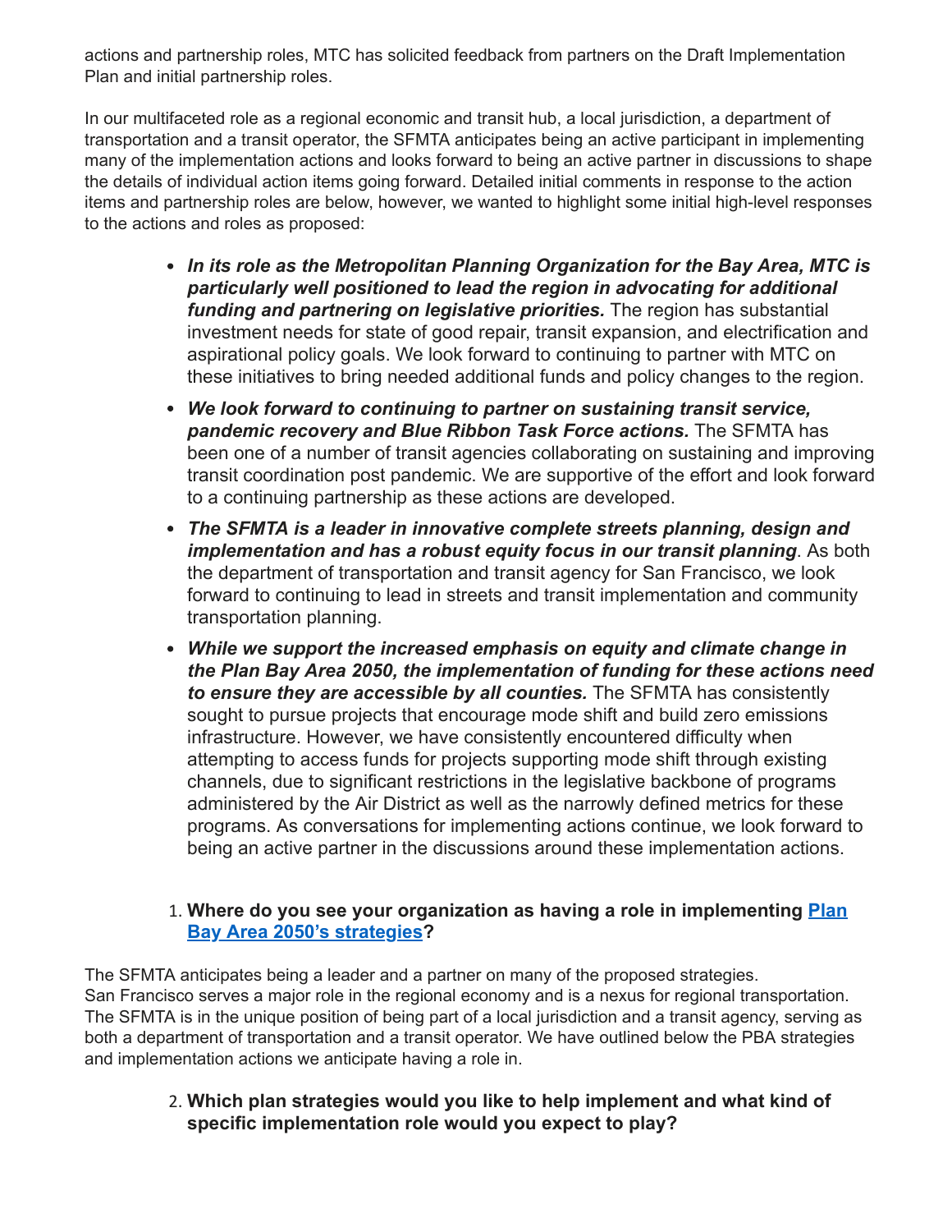actions and partnership roles, MTC has solicited feedback from partners on the Draft Implementation Plan and initial partnership roles.

In our multifaceted role as a regional economic and transit hub, a local jurisdiction, a department of transportation and a transit operator, the SFMTA anticipates being an active participant in implementing many of the implementation actions and looks forward to being an active partner in discussions to shape the details of individual action items going forward. Detailed initial comments in response to the action items and partnership roles are below, however, we wanted to highlight some initial high-level responses to the actions and roles as proposed:

- ***In its role as the Metropolitan Planning Organization for the Bay Area, MTC is particularly well positioned to lead the region in advocating for additional funding and partnering on legislative priorities.*** The region has substantial investment needs for state of good repair, transit expansion, and electrification and aspirational policy goals. We look forward to continuing to partner with MTC on these initiatives to bring needed additional funds and policy changes to the region.
- ***We look forward to continuing to partner on sustaining transit service, pandemic recovery and Blue Ribbon Task Force actions.*** The SFMTA has been one of a number of transit agencies collaborating on sustaining and improving transit coordination post pandemic. We are supportive of the effort and look forward to a continuing partnership as these actions are developed.
- ***The SFMTA is a leader in innovative complete streets planning, design and implementation and has a robust equity focus in our transit planning***. As both the department of transportation and transit agency for San Francisco, we look forward to continuing to lead in streets and transit implementation and community transportation planning.
- ***While we support the increased emphasis on equity and climate change in the Plan Bay Area 2050, the implementation of funding for these actions need to ensure they are accessible by all counties.*** The SFMTA has consistently sought to pursue projects that encourage mode shift and build zero emissions infrastructure. However, we have consistently encountered difficulty when attempting to access funds for projects supporting mode shift through existing channels, due to significant restrictions in the legislative backbone of programs administered by the Air District as well as the narrowly defined metrics for these programs. As conversations for implementing actions continue, we look forward to being an active partner in the discussions around these implementation actions.

1. **Where do you see your organization as having a role in implementing [Plan Bay Area 2050's strategies](#)?**

The SFMTA anticipates being a leader and a partner on many of the proposed strategies. San Francisco serves a major role in the regional economy and is a nexus for regional transportation. The SFMTA is in the unique position of being part of a local jurisdiction and a transit agency, serving as both a department of transportation and a transit operator. We have outlined below the PBA strategies and implementation actions we anticipate having a role in.

2. **Which plan strategies would you like to help implement and what kind of specific implementation role would you expect to play?**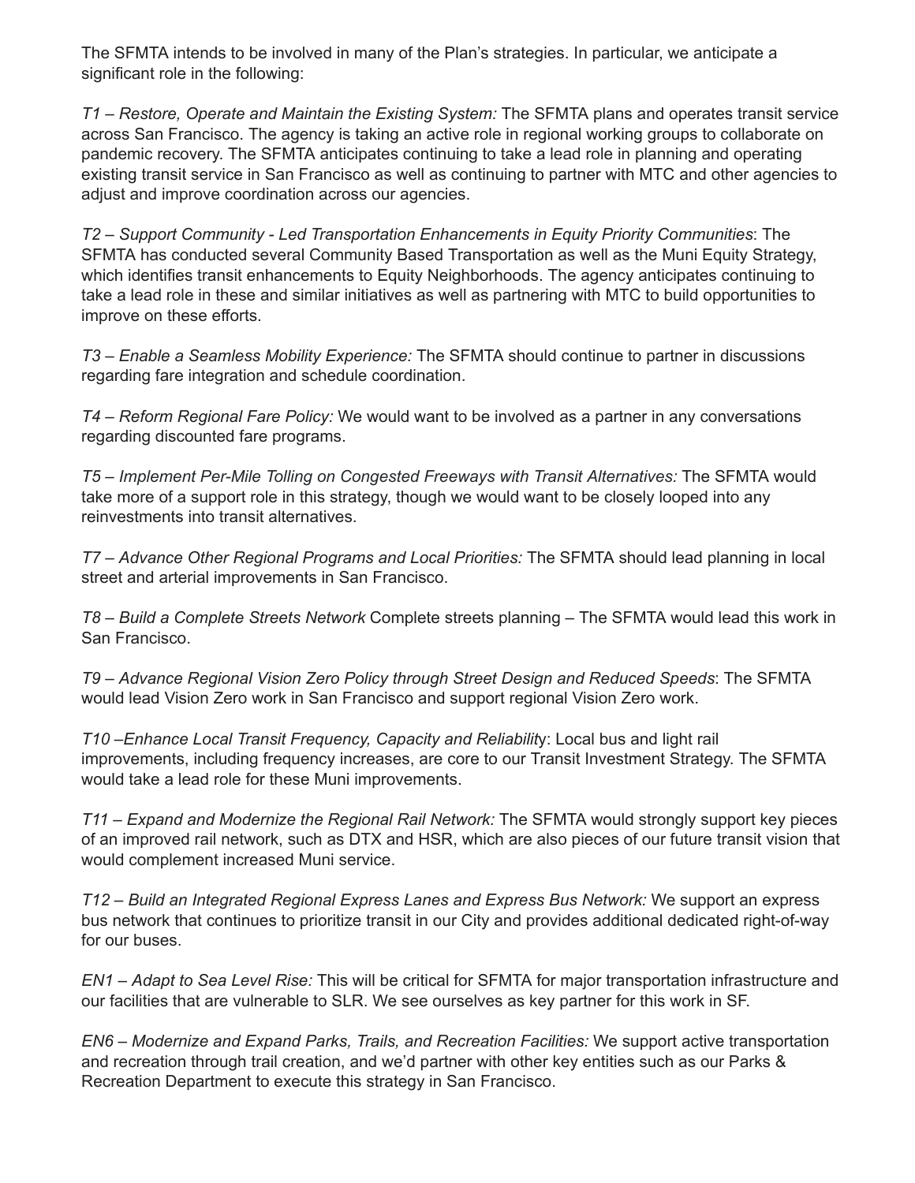The SFMTA intends to be involved in many of the Plan's strategies. In particular, we anticipate a significant role in the following:

*T1 – Restore, Operate and Maintain the Existing System:* The SFMTA plans and operates transit service across San Francisco. The agency is taking an active role in regional working groups to collaborate on pandemic recovery. The SFMTA anticipates continuing to take a lead role in planning and operating existing transit service in San Francisco as well as continuing to partner with MTC and other agencies to adjust and improve coordination across our agencies.

*T2 – Support Community - Led Transportation Enhancements in Equity Priority Communities*: The SFMTA has conducted several Community Based Transportation as well as the Muni Equity Strategy, which identifies transit enhancements to Equity Neighborhoods. The agency anticipates continuing to take a lead role in these and similar initiatives as well as partnering with MTC to build opportunities to improve on these efforts.

*T3 – Enable a Seamless Mobility Experience:* The SFMTA should continue to partner in discussions regarding fare integration and schedule coordination.

*T4 – Reform Regional Fare Policy:* We would want to be involved as a partner in any conversations regarding discounted fare programs.

*T5 – Implement Per-Mile Tolling on Congested Freeways with Transit Alternatives:* The SFMTA would take more of a support role in this strategy, though we would want to be closely looped into any reinvestments into transit alternatives.

*T7 – Advance Other Regional Programs and Local Priorities:* The SFMTA should lead planning in local street and arterial improvements in San Francisco.

*T8 – Build a Complete Streets Network* Complete streets planning – The SFMTA would lead this work in San Francisco.

*T9 – Advance Regional Vision Zero Policy through Street Design and Reduced Speeds*: The SFMTA would lead Vision Zero work in San Francisco and support regional Vision Zero work.

*T10 –Enhance Local Transit Frequency, Capacity and Reliability*: Local bus and light rail improvements, including frequency increases, are core to our Transit Investment Strategy. The SFMTA would take a lead role for these Muni improvements.

*T11 – Expand and Modernize the Regional Rail Network:* The SFMTA would strongly support key pieces of an improved rail network, such as DTX and HSR, which are also pieces of our future transit vision that would complement increased Muni service.

*T12 – Build an Integrated Regional Express Lanes and Express Bus Network:* We support an express bus network that continues to prioritize transit in our City and provides additional dedicated right-of-way for our buses.

*EN1 – Adapt to Sea Level Rise:* This will be critical for SFMTA for major transportation infrastructure and our facilities that are vulnerable to SLR. We see ourselves as key partner for this work in SF.

*EN6 – Modernize and Expand Parks, Trails, and Recreation Facilities:* We support active transportation and recreation through trail creation, and we'd partner with other key entities such as our Parks & Recreation Department to execute this strategy in San Francisco.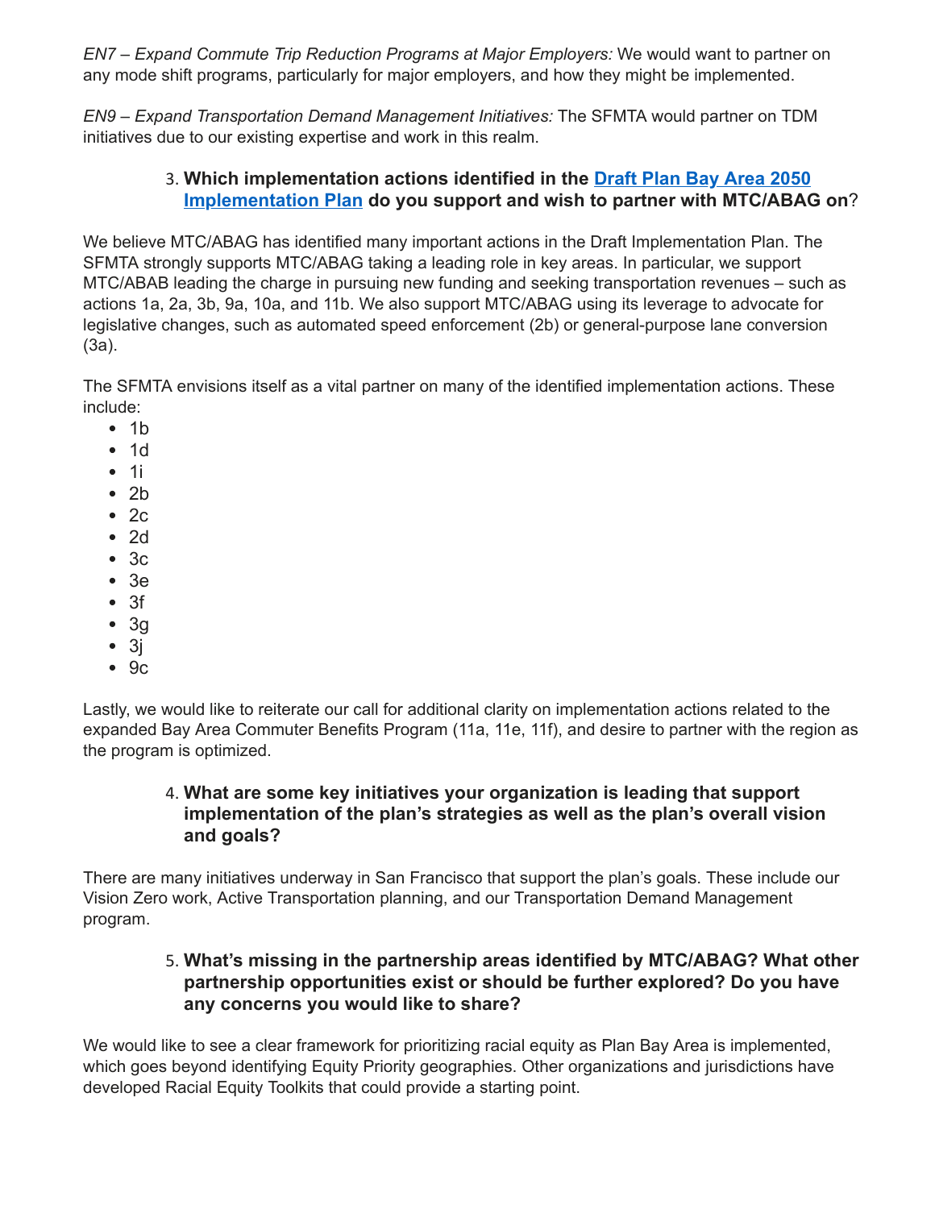*EN7 – Expand Commute Trip Reduction Programs at Major Employers:* We would want to partner on any mode shift programs, particularly for major employers, and how they might be implemented.

*EN9 – Expand Transportation Demand Management Initiatives:* The SFMTA would partner on TDM initiatives due to our existing expertise and work in this realm.

3. **Which implementation actions identified in the [Draft Plan Bay Area 2050 Implementation Plan](#) do you support and wish to partner with MTC/ABAG on**?

We believe MTC/ABAG has identified many important actions in the Draft Implementation Plan. The SFMTA strongly supports MTC/ABAG taking a leading role in key areas. In particular, we support MTC/ABAB leading the charge in pursuing new funding and seeking transportation revenues – such as actions 1a, 2a, 3b, 9a, 10a, and 11b. We also support MTC/ABAG using its leverage to advocate for legislative changes, such as automated speed enforcement (2b) or general-purpose lane conversion (3a).

The SFMTA envisions itself as a vital partner on many of the identified implementation actions. These include:

- 1b
- 1d
- 1i
- 2b
- 2c
- 2d
- 3c
- 3e
- 3f
- 3g
- 3j
- 9c

Lastly, we would like to reiterate our call for additional clarity on implementation actions related to the expanded Bay Area Commuter Benefits Program (11a, 11e, 11f), and desire to partner with the region as the program is optimized.

4. **What are some key initiatives your organization is leading that support implementation of the plan's strategies as well as the plan's overall vision and goals?**

There are many initiatives underway in San Francisco that support the plan's goals. These include our Vision Zero work, Active Transportation planning, and our Transportation Demand Management program.

5. **What's missing in the partnership areas identified by MTC/ABAG? What other partnership opportunities exist or should be further explored? Do you have any concerns you would like to share?**

We would like to see a clear framework for prioritizing racial equity as Plan Bay Area is implemented, which goes beyond identifying Equity Priority geographies. Other organizations and jurisdictions have developed Racial Equity Toolkits that could provide a starting point.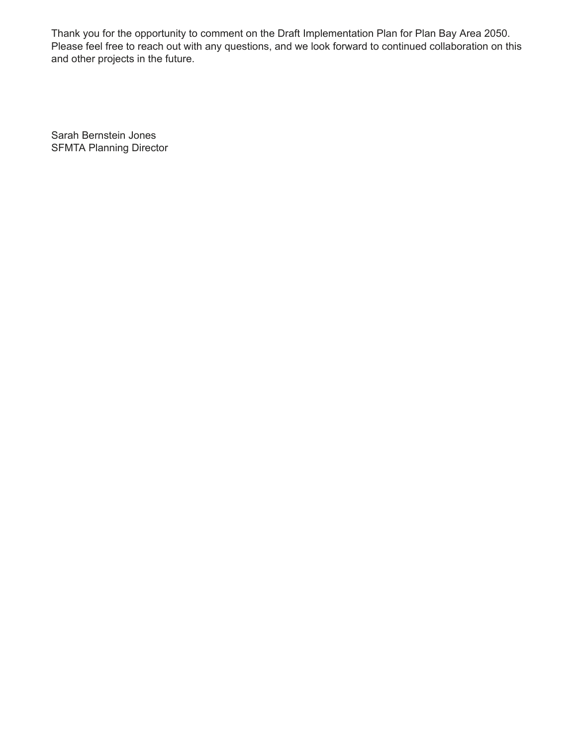Thank you for the opportunity to comment on the Draft Implementation Plan for Plan Bay Area 2050. Please feel free to reach out with any questions, and we look forward to continued collaboration on this and other projects in the future.

Sarah Bernstein Jones
SFMTA Planning Director